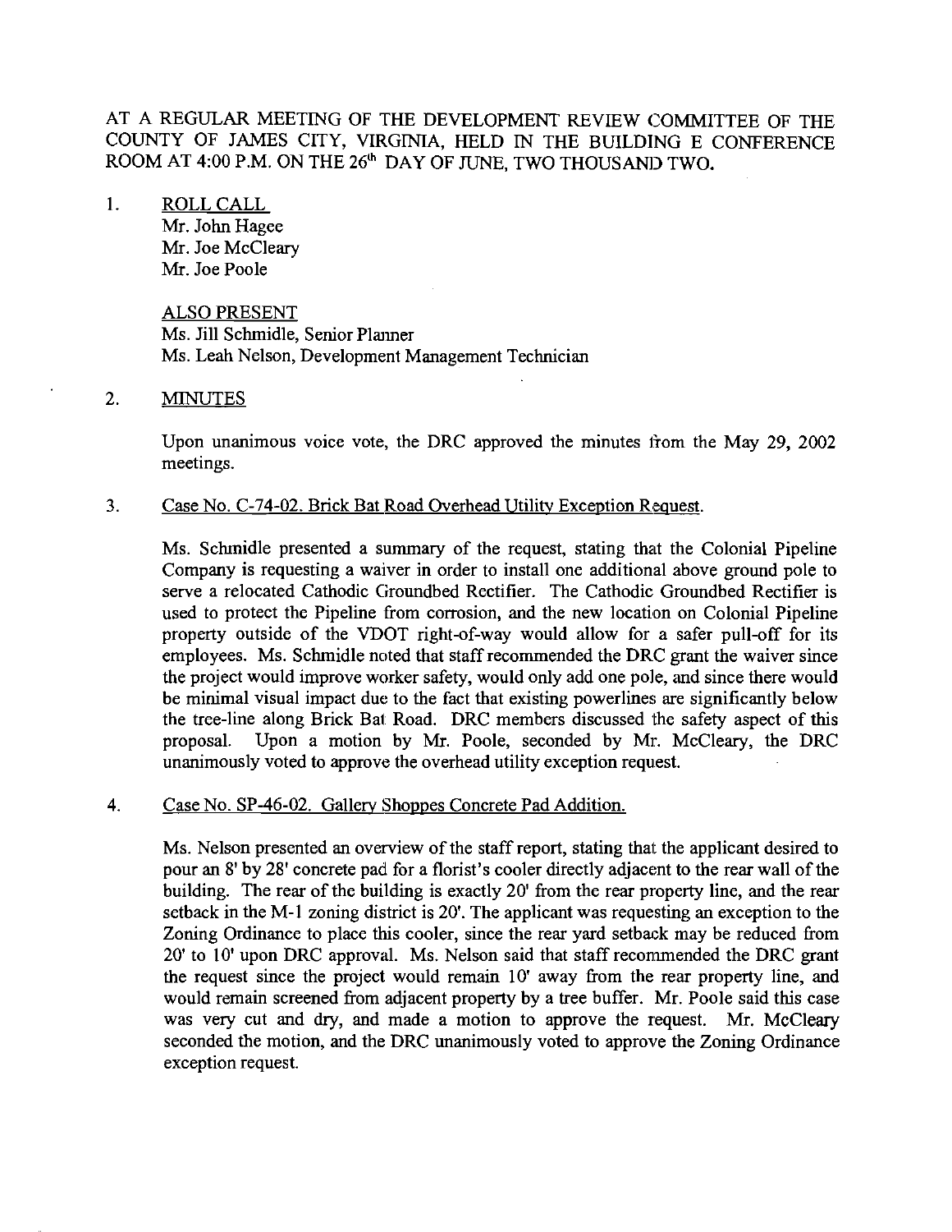AT A REGULAR MEETING OF THE DEVELOPMENT REVIEW COMMITTEE OF THE COUNTY OF JAMES CITY, VIRGINIA, HELD IN THE BUILDING E CONFERENCE ROOM AT 4:00 P.M. ON THE 26th DAY OF JUNE, TWO THOUSAND TWO.

1. ROLL CALL
   Mr. John Hagee
   Mr. Joe McCleary
   Mr. Joe Poole

   ALSO PRESENT
   Ms. Jill Schmidle, Senior Planner
   Ms. Leah Nelson, Development Management Technician

2. MINUTES

   Upon unanimous voice vote, the DRC approved the minutes from the May 29, 2002 meetings.

3. Case No. C-74-02. Brick Bat Road Overhead Utility Exception Request.

   Ms. Schmidle presented a summary of the request, stating that the Colonial Pipeline Company is requesting a waiver in order to install one additional above ground pole to serve a relocated Cathodic Groundbed Rectifier. The Cathodic Groundbed Rectifier is used to protect the Pipeline from corrosion, and the new location on Colonial Pipeline property outside of the VDOT right-of-way would allow for a safer pull-off for its employees. Ms. Schmidle noted that staff recommended the DRC grant the waiver since the project would improve worker safety, would only add one pole, and since there would be minimal visual impact due to the fact that existing powerlines are significantly below the tree-line along Brick Bat Road. DRC members discussed the safety aspect of this proposal. Upon a motion by Mr. Poole, seconded by Mr. McCleary, the DRC unanimously voted to approve the overhead utility exception request.

4. Case No. SP-46-02. Gallery Shoppes Concrete Pad Addition.

   Ms. Nelson presented an overview of the staff report, stating that the applicant desired to pour an 8' by 28' concrete pad for a florist's cooler directly adjacent to the rear wall of the building. The rear of the building is exactly 20' from the rear property line, and the rear setback in the M-1 zoning district is 20'. The applicant was requesting an exception to the Zoning Ordinance to place this cooler, since the rear yard setback may be reduced from 20' to 10' upon DRC approval. Ms. Nelson said that staff recommended the DRC grant the request since the project would remain 10' away from the rear property line, and would remain screened from adjacent property by a tree buffer. Mr. Poole said this case was very cut and dry, and made a motion to approve the request. Mr. McCleary seconded the motion, and the DRC unanimously voted to approve the Zoning Ordinance exception request.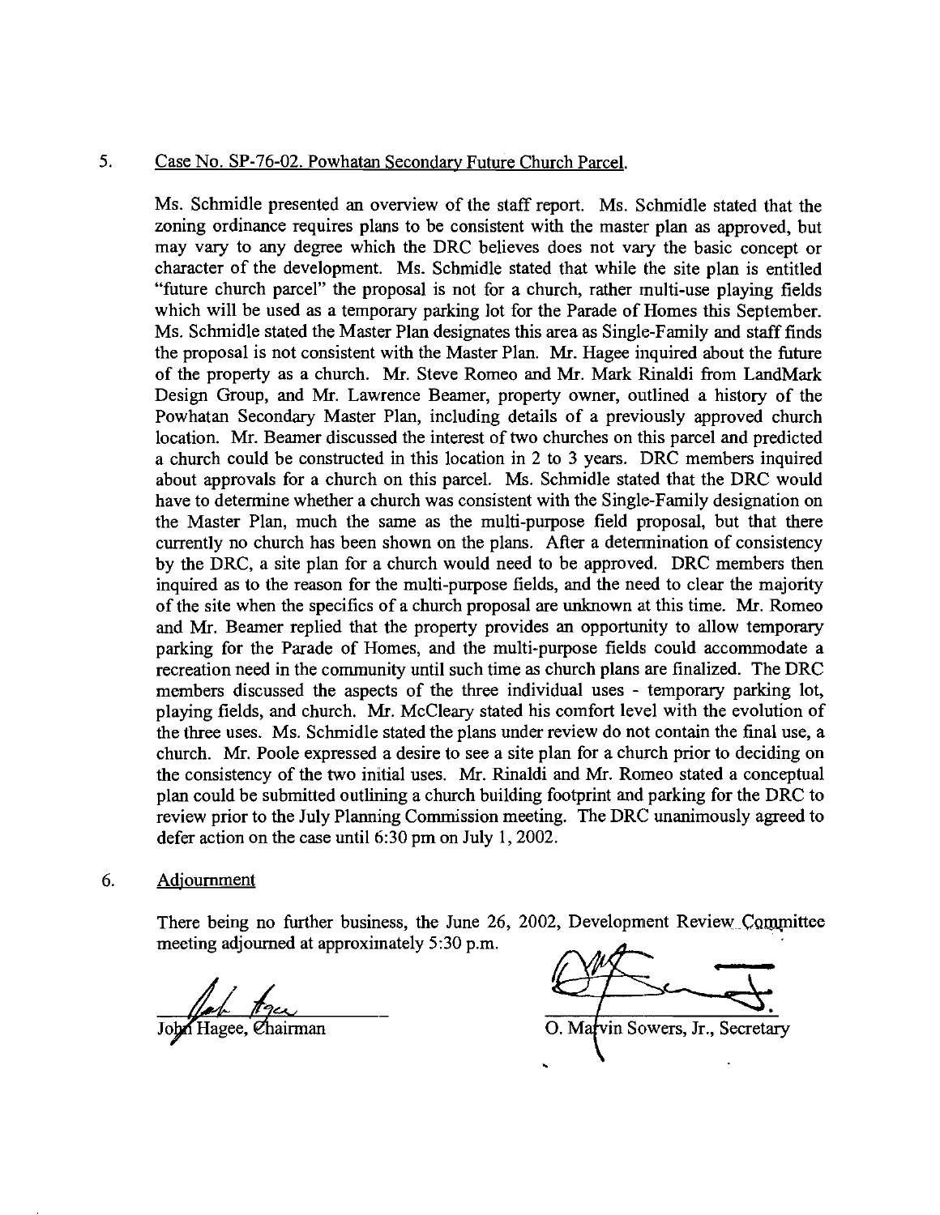5. Case No. SP-76-02. Powhatan Secondary Future Church Parcel.

Ms. Schmidle presented an overview of the staff report. Ms. Schmidle stated that the zoning ordinance requires plans to be consistent with the master plan as approved, but may vary to any degree which the DRC believes does not vary the basic concept or character of the development. Ms. Schmidle stated that while the site plan is entitled "future church parcel" the proposal is not for a church, rather multi-use playing fields which will be used as a temporary parking lot for the Parade of Homes this September. Ms. Schmidle stated the Master Plan designates this area as Single-Family and staff finds the proposal is not consistent with the Master Plan. Mr. Hagee inquired about the future of the property as a church. Mr. Steve Romeo and Mr. Mark Rinaldi from LandMark Design Group, and Mr. Lawrence Beamer, property owner, outlined a history of the Powhatan Secondary Master Plan, including details of a previously approved church location. Mr. Beamer discussed the interest of two churches on this parcel and predicted a church could be constructed in this location in 2 to 3 years. DRC members inquired about approvals for a church on this parcel. Ms. Schmidle stated that the DRC would have to determine whether a church was consistent with the Single-Family designation on the Master Plan, much the same as the multi-purpose field proposal, but that there currently no church has been shown on the plans. After a determination of consistency by the DRC, a site plan for a church would need to be approved. DRC members then inquired as to the reason for the multi-purpose fields, and the need to clear the majority of the site when the specifics of a church proposal are unknown at this time. Mr. Romeo and Mr. Beamer replied that the property provides an opportunity to allow temporary parking for the Parade of Homes, and the multi-purpose fields could accommodate a recreation need in the community until such time as church plans are finalized. The DRC members discussed the aspects of the three individual uses - temporary parking lot, playing fields, and church. Mr. McCleary stated his comfort level with the evolution of the three uses. Ms. Schmidle stated the plans under review do not contain the final use, a church. Mr. Poole expressed a desire to see a site plan for a church prior to deciding on the consistency of the two initial uses. Mr. Rinaldi and Mr. Romeo stated a conceptual plan could be submitted outlining a church building footprint and parking for the DRC to review prior to the July Planning Commission meeting. The DRC unanimously agreed to defer action on the case until 6:30 pm on July 1, 2002.

6. Adjournment

There being no further business, the June 26, 2002, Development Review Committee meeting adjourned at approximately 5:30 p.m.

John Hagee, Chairman

O. Marvin Sowers, Jr., Secretary